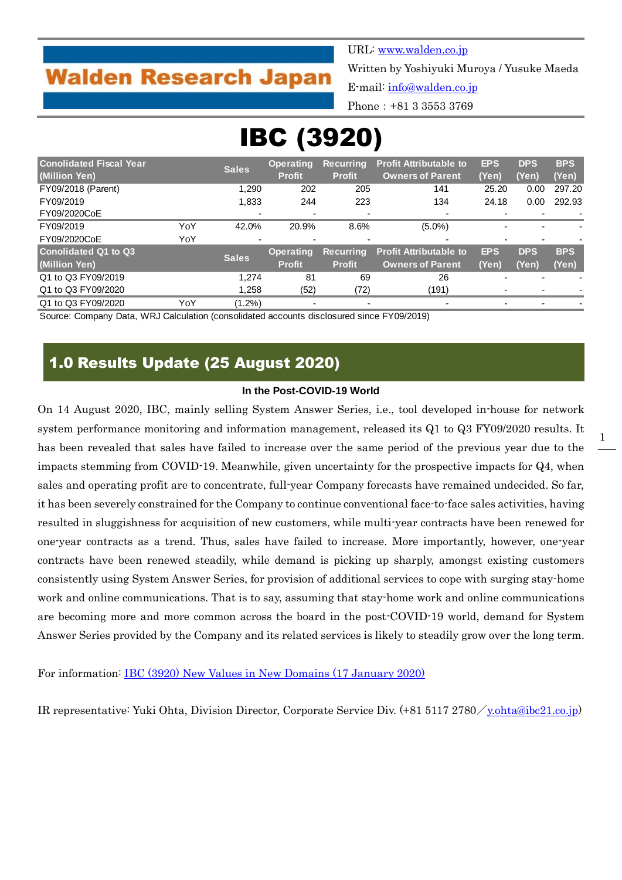Walden Research Japan

URL: www.walden.co.jp
Written by Yoshiyuki Muroya / Yusuke Maeda
E-mail: info@walden.co.jp
Phone : +81 3 3553 3769

# IBC (3920)

| Conolidated Fiscal Year (Million Yen) | | Sales | Operating Profit | Recurring Profit | Profit Attributable to Owners of Parent | EPS (Yen) | DPS (Yen) | BPS (Yen) |
|---|---|---|---|---|---|---|---|---|
| FY09/2018 (Parent) | | 1,290 | 202 | 205 | 141 | 25.20 | 0.00 | 297.20 |
| FY09/2019 | | 1,833 | 244 | 223 | 134 | 24.18 | 0.00 | 292.93 |
| FY09/2020CoE | | - | - | - | - | - | - | - |
| FY09/2019 | YoY | 42.0% | 20.9% | 8.6% | (5.0%) | - | - | - |
| FY09/2020CoE | YoY | - | - | - | - | - | - | - |
| **Conolidated Q1 to Q3 (Million Yen)** | | **Sales** | **Operating Profit** | **Recurring Profit** | **Profit Attributable to Owners of Parent** | **EPS (Yen)** | **DPS (Yen)** | **BPS (Yen)** |
| Q1 to Q3 FY09/2019 | | 1,274 | 81 | 69 | 26 | - | - | - |
| Q1 to Q3 FY09/2020 | | 1,258 | (52) | (72) | (191) | - | - | - |
| Q1 to Q3 FY09/2020 | YoY | (1.2%) | - | - | - | - | - | - |

Source: Company Data, WRJ Calculation (consolidated accounts disclosured since FY09/2019)

## 1.0 Results Update (25 August 2020)

**In the Post-COVID-19 World**

On 14 August 2020, IBC, mainly selling System Answer Series, i.e., tool developed in-house for network system performance monitoring and information management, released its Q1 to Q3 FY09/2020 results. It has been revealed that sales have failed to increase over the same period of the previous year due to the impacts stemming from COVID-19. Meanwhile, given uncertainty for the prospective impacts for Q4, when sales and operating profit are to concentrate, full-year Company forecasts have remained undecided. So far, it has been severely constrained for the Company to continue conventional face-to-face sales activities, having resulted in sluggishness for acquisition of new customers, while multi-year contracts have been renewed for one-year contracts as a trend. Thus, sales have failed to increase. More importantly, however, one-year contracts have been renewed steadily, while demand is picking up sharply, amongst existing customers consistently using System Answer Series, for provision of additional services to cope with surging stay-home work and online communications. That is to say, assuming that stay-home work and online communications are becoming more and more common across the board in the post-COVID-19 world, demand for System Answer Series provided by the Company and its related services is likely to steadily grow over the long term.

For information: IBC (3920) New Values in New Domains (17 January 2020)

IR representative: Yuki Ohta, Division Director, Corporate Service Div. (+81 5117 2780／y.ohta@ibc21.co.jp)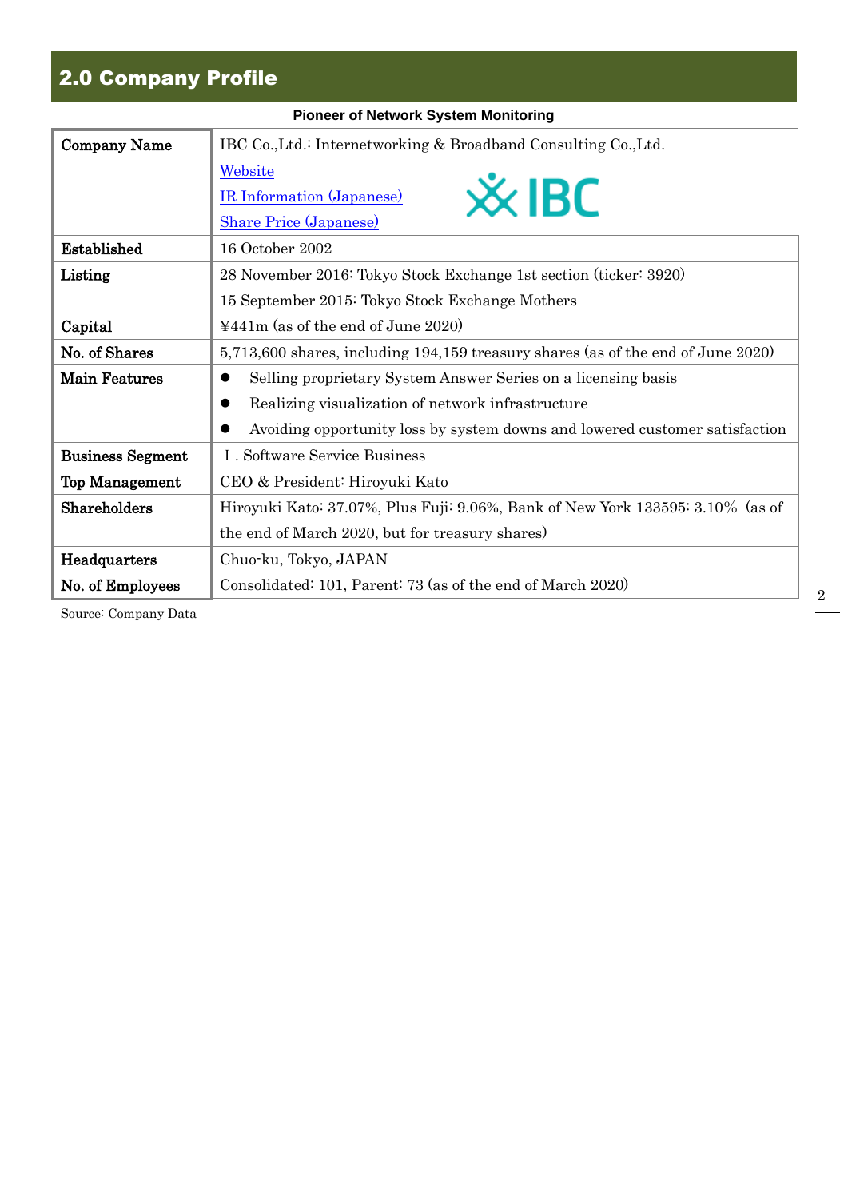## 2.0 Company Profile

**Pioneer of Network System Monitoring**

| Company Name | IBC Co.,Ltd.: Internetworking & Broadband Consulting Co.,Ltd.<br>Website<br>IR Information (Japanese)<br>Share Price (Japanese) |
|---|---|
| Established | 16 October 2002 |
| Listing | 28 November 2016: Tokyo Stock Exchange 1st section (ticker: 3920)<br>15 September 2015: Tokyo Stock Exchange Mothers |
| Capital | ¥441m (as of the end of June 2020) |
| No. of Shares | 5,713,600 shares, including 194,159 treasury shares (as of the end of June 2020) |
| Main Features | ● Selling proprietary System Answer Series on a licensing basis<br>● Realizing visualization of network infrastructure<br>● Avoiding opportunity loss by system downs and lowered customer satisfaction |
| Business Segment | Ⅰ. Software Service Business |
| Top Management | CEO & President: Hiroyuki Kato |
| Shareholders | Hiroyuki Kato: 37.07%, Plus Fuji: 9.06%, Bank of New York 133595: 3.10% (as of the end of March 2020, but for treasury shares) |
| Headquarters | Chuo-ku, Tokyo, JAPAN |
| No. of Employees | Consolidated: 101, Parent: 73 (as of the end of March 2020) |

Source: Company Data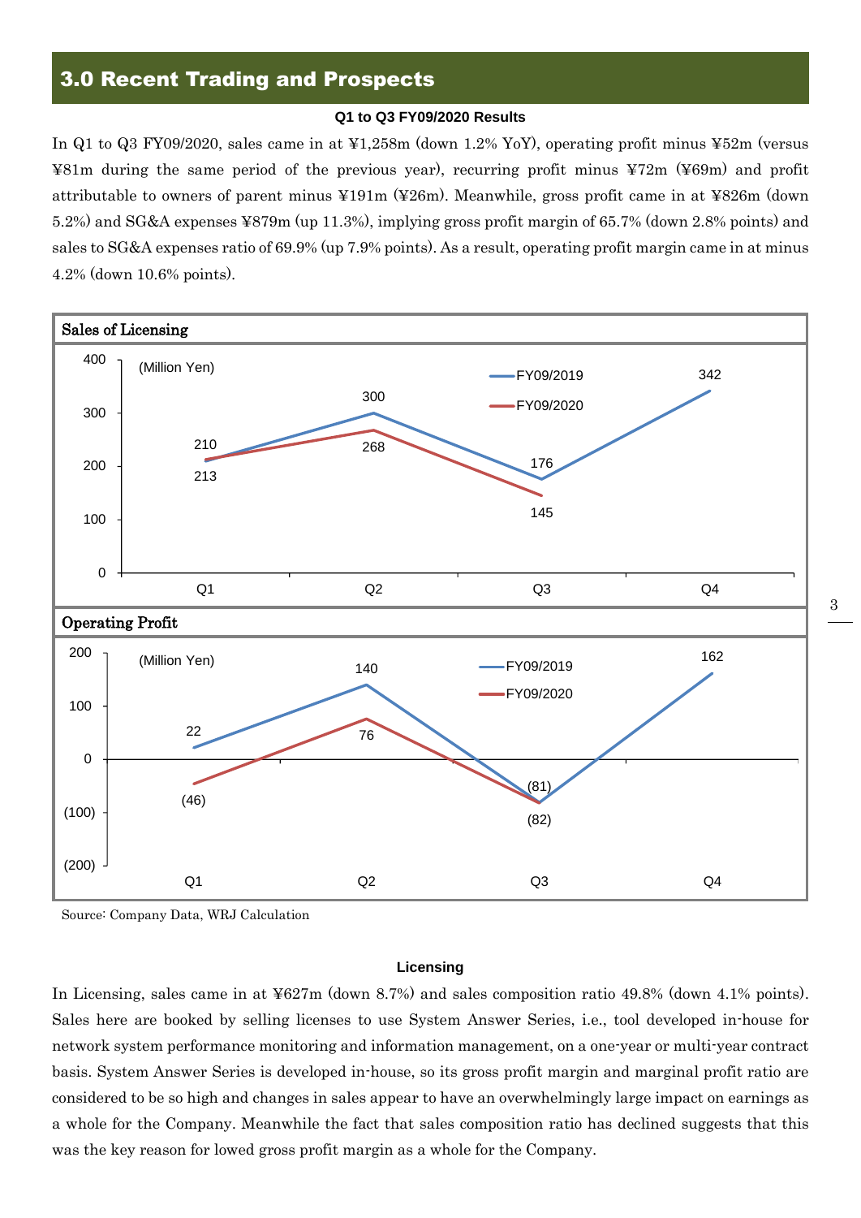## 3.0 Recent Trading and Prospects

**Q1 to Q3 FY09/2020 Results**

In Q1 to Q3 FY09/2020, sales came in at ¥1,258m (down 1.2% YoY), operating profit minus ¥52m (versus ¥81m during the same period of the previous year), recurring profit minus ¥72m (¥69m) and profit attributable to owners of parent minus ¥191m (¥26m). Meanwhile, gross profit came in at ¥826m (down 5.2%) and SG&A expenses ¥879m (up 11.3%), implying gross profit margin of 65.7% (down 2.8% points) and sales to SG&A expenses ratio of 69.9% (up 7.9% points). As a result, operating profit margin came in at minus 4.2% (down 10.6% points).

**Sales of Licensing**

(Million Yen)

| | Q1 | Q2 | Q3 | Q4 |
|---|---|---|---|---|
| FY09/2019 | 210 | 300 | 176 | 342 |
| FY09/2020 | 213 | 268 | 145 | |

**Operating Profit**

(Million Yen)

| | Q1 | Q2 | Q3 | Q4 |
|---|---|---|---|---|
| FY09/2019 | 22 | 140 | (81) | 162 |
| FY09/2020 | (46) | 76 | (82) | |

Source: Company Data, WRJ Calculation

**Licensing**

In Licensing, sales came in at ¥627m (down 8.7%) and sales composition ratio 49.8% (down 4.1% points). Sales here are booked by selling licenses to use System Answer Series, i.e., tool developed in-house for network system performance monitoring and information management, on a one-year or multi-year contract basis. System Answer Series is developed in-house, so its gross profit margin and marginal profit ratio are considered to be so high and changes in sales appear to have an overwhelmingly large impact on earnings as a whole for the Company. Meanwhile the fact that sales composition ratio has declined suggests that this was the key reason for lowed gross profit margin as a whole for the Company.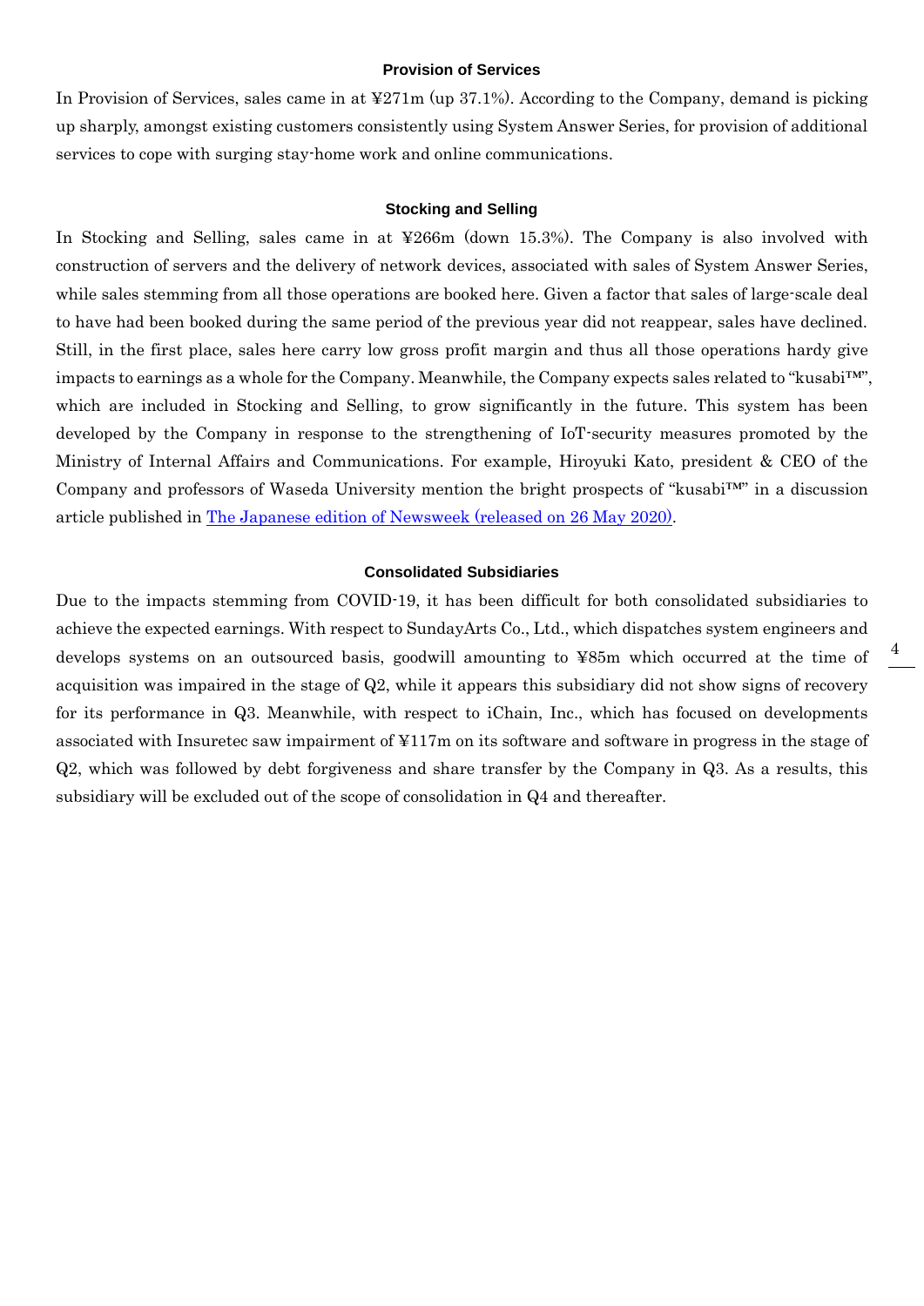### Provision of Services

In Provision of Services, sales came in at ¥271m (up 37.1%). According to the Company, demand is picking up sharply, amongst existing customers consistently using System Answer Series, for provision of additional services to cope with surging stay-home work and online communications.

### Stocking and Selling

In Stocking and Selling, sales came in at ¥266m (down 15.3%). The Company is also involved with construction of servers and the delivery of network devices, associated with sales of System Answer Series, while sales stemming from all those operations are booked here. Given a factor that sales of large-scale deal to have had been booked during the same period of the previous year did not reappear, sales have declined. Still, in the first place, sales here carry low gross profit margin and thus all those operations hardy give impacts to earnings as a whole for the Company. Meanwhile, the Company expects sales related to "kusabi™", which are included in Stocking and Selling, to grow significantly in the future. This system has been developed by the Company in response to the strengthening of IoT-security measures promoted by the Ministry of Internal Affairs and Communications. For example, Hiroyuki Kato, president & CEO of the Company and professors of Waseda University mention the bright prospects of "kusabi™" in a discussion article published in The Japanese edition of Newsweek (released on 26 May 2020).

### Consolidated Subsidiaries

Due to the impacts stemming from COVID-19, it has been difficult for both consolidated subsidiaries to achieve the expected earnings. With respect to SundayArts Co., Ltd., which dispatches system engineers and develops systems on an outsourced basis, goodwill amounting to ¥85m which occurred at the time of acquisition was impaired in the stage of Q2, while it appears this subsidiary did not show signs of recovery for its performance in Q3. Meanwhile, with respect to iChain, Inc., which has focused on developments associated with Insuretec saw impairment of ¥117m on its software and software in progress in the stage of Q2, which was followed by debt forgiveness and share transfer by the Company in Q3. As a results, this subsidiary will be excluded out of the scope of consolidation in Q4 and thereafter.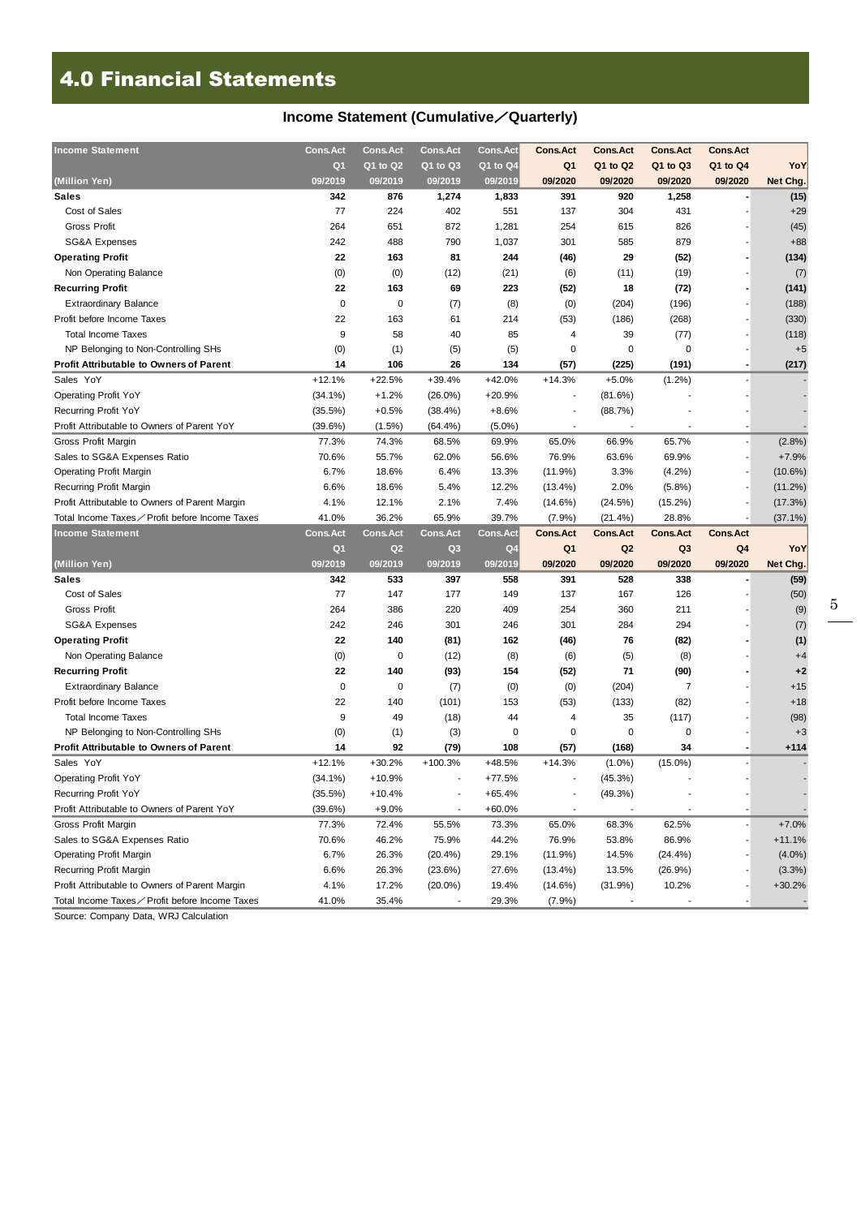# 4.0 Financial Statements

## Income Statement (Cumulative／Quarterly)

| Income Statement | Cons.Act | Cons.Act | Cons.Act | Cons.Act | Cons.Act | Cons.Act | Cons.Act | Cons.Act | |
|---|---|---|---|---|---|---|---|---|---|
| | Q1 | Q1 to Q2 | Q1 to Q3 | Q1 to Q4 | Q1 | Q1 to Q2 | Q1 to Q3 | Q1 to Q4 | YoY |
| (Million Yen) | 09/2019 | 09/2019 | 09/2019 | 09/2019 | 09/2020 | 09/2020 | 09/2020 | 09/2020 | Net Chg. |
| **Sales** | **342** | **876** | **1,274** | **1,833** | **391** | **920** | **1,258** | **-** | **(15)** |
| Cost of Sales | 77 | 224 | 402 | 551 | 137 | 304 | 431 | - | +29 |
| Gross Profit | 264 | 651 | 872 | 1,281 | 254 | 615 | 826 | - | (45) |
| SG&A Expenses | 242 | 488 | 790 | 1,037 | 301 | 585 | 879 | - | +88 |
| **Operating Profit** | **22** | **163** | **81** | **244** | **(46)** | **29** | **(52)** | **-** | **(134)** |
| Non Operating Balance | (0) | (0) | (12) | (21) | (6) | (11) | (19) | - | (7) |
| **Recurring Profit** | **22** | **163** | **69** | **223** | **(52)** | **18** | **(72)** | **-** | **(141)** |
| Extraordinary Balance | 0 | 0 | (7) | (8) | (0) | (204) | (196) | - | (188) |
| Profit before Income Taxes | 22 | 163 | 61 | 214 | (53) | (186) | (268) | - | (330) |
| Total Income Taxes | 9 | 58 | 40 | 85 | 4 | 39 | (77) | - | (118) |
| NP Belonging to Non-Controlling SHs | (0) | (1) | (5) | (5) | 0 | 0 | 0 | - | +5 |
| **Profit Attributable to Owners of Parent** | **14** | **106** | **26** | **134** | **(57)** | **(225)** | **(191)** | **-** | **(217)** |
| Sales YoY | +12.1% | +22.5% | +39.4% | +42.0% | +14.3% | +5.0% | (1.2%) | - | - |
| Operating Profit YoY | (34.1%) | +1.2% | (26.0%) | +20.9% | - | (81.6%) | - | - | - |
| Recurring Profit YoY | (35.5%) | +0.5% | (38.4%) | +8.6% | - | (88.7%) | - | - | - |
| Profit Attributable to Owners of Parent YoY | (39.6%) | (1.5%) | (64.4%) | (5.0%) | - | - | - | - | - |
| Gross Profit Margin | 77.3% | 74.3% | 68.5% | 69.9% | 65.0% | 66.9% | 65.7% | - | (2.8%) |
| Sales to SG&A Expenses Ratio | 70.6% | 55.7% | 62.0% | 56.6% | 76.9% | 63.6% | 69.9% | - | +7.9% |
| Operating Profit Margin | 6.7% | 18.6% | 6.4% | 13.3% | (11.9%) | 3.3% | (4.2%) | - | (10.6%) |
| Recurring Profit Margin | 6.6% | 18.6% | 5.4% | 12.2% | (13.4%) | 2.0% | (5.8%) | - | (11.2%) |
| Profit Attributable to Owners of Parent Margin | 4.1% | 12.1% | 2.1% | 7.4% | (14.6%) | (24.5%) | (15.2%) | - | (17.3%) |
| Total Income Taxes／Profit before Income Taxes | 41.0% | 36.2% | 65.9% | 39.7% | (7.9%) | (21.4%) | 28.8% | - | (37.1%) |

| Income Statement | Cons.Act | Cons.Act | Cons.Act | Cons.Act | Cons.Act | Cons.Act | Cons.Act | Cons.Act | |
|---|---|---|---|---|---|---|---|---|---|
| | Q1 | Q2 | Q3 | Q4 | Q1 | Q2 | Q3 | Q4 | YoY |
| (Million Yen) | 09/2019 | 09/2019 | 09/2019 | 09/2019 | 09/2020 | 09/2020 | 09/2020 | 09/2020 | Net Chg. |
| **Sales** | **342** | **533** | **397** | **558** | **391** | **528** | **338** | **-** | **(59)** |
| Cost of Sales | 77 | 147 | 177 | 149 | 137 | 167 | 126 | - | (50) |
| Gross Profit | 264 | 386 | 220 | 409 | 254 | 360 | 211 | - | (9) |
| SG&A Expenses | 242 | 246 | 301 | 246 | 301 | 284 | 294 | - | (7) |
| **Operating Profit** | **22** | **140** | **(81)** | **162** | **(46)** | **76** | **(82)** | **-** | **(1)** |
| Non Operating Balance | (0) | 0 | (12) | (8) | (6) | (5) | (8) | - | +4 |
| **Recurring Profit** | **22** | **140** | **(93)** | **154** | **(52)** | **71** | **(90)** | **-** | **+2** |
| Extraordinary Balance | 0 | 0 | (7) | (0) | (0) | (204) | 7 | - | +15 |
| Profit before Income Taxes | 22 | 140 | (101) | 153 | (53) | (133) | (82) | - | +18 |
| Total Income Taxes | 9 | 49 | (18) | 44 | 4 | 35 | (117) | - | (98) |
| NP Belonging to Non-Controlling SHs | (0) | (1) | (3) | 0 | 0 | 0 | 0 | - | +3 |
| **Profit Attributable to Owners of Parent** | **14** | **92** | **(79)** | **108** | **(57)** | **(168)** | **34** | **-** | **+114** |
| Sales YoY | +12.1% | +30.2% | +100.3% | +48.5% | +14.3% | (1.0%) | (15.0%) | - | - |
| Operating Profit YoY | (34.1%) | +10.9% | - | +77.5% | - | (45.3%) | - | - | - |
| Recurring Profit YoY | (35.5%) | +10.4% | - | +65.4% | - | (49.3%) | - | - | - |
| Profit Attributable to Owners of Parent YoY | (39.6%) | +9.0% | - | +60.0% | - | - | - | - | - |
| Gross Profit Margin | 77.3% | 72.4% | 55.5% | 73.3% | 65.0% | 68.3% | 62.5% | - | +7.0% |
| Sales to SG&A Expenses Ratio | 70.6% | 46.2% | 75.9% | 44.2% | 76.9% | 53.8% | 86.9% | - | +11.1% |
| Operating Profit Margin | 6.7% | 26.3% | (20.4%) | 29.1% | (11.9%) | 14.5% | (24.4%) | - | (4.0%) |
| Recurring Profit Margin | 6.6% | 26.3% | (23.6%) | 27.6% | (13.4%) | 13.5% | (26.9%) | - | (3.3%) |
| Profit Attributable to Owners of Parent Margin | 4.1% | 17.2% | (20.0%) | 19.4% | (14.6%) | (31.9%) | 10.2% | - | +30.2% |
| Total Income Taxes／Profit before Income Taxes | 41.0% | 35.4% | - | 29.3% | (7.9%) | - | - | - | - |

Source: Company Data, WRJ Calculation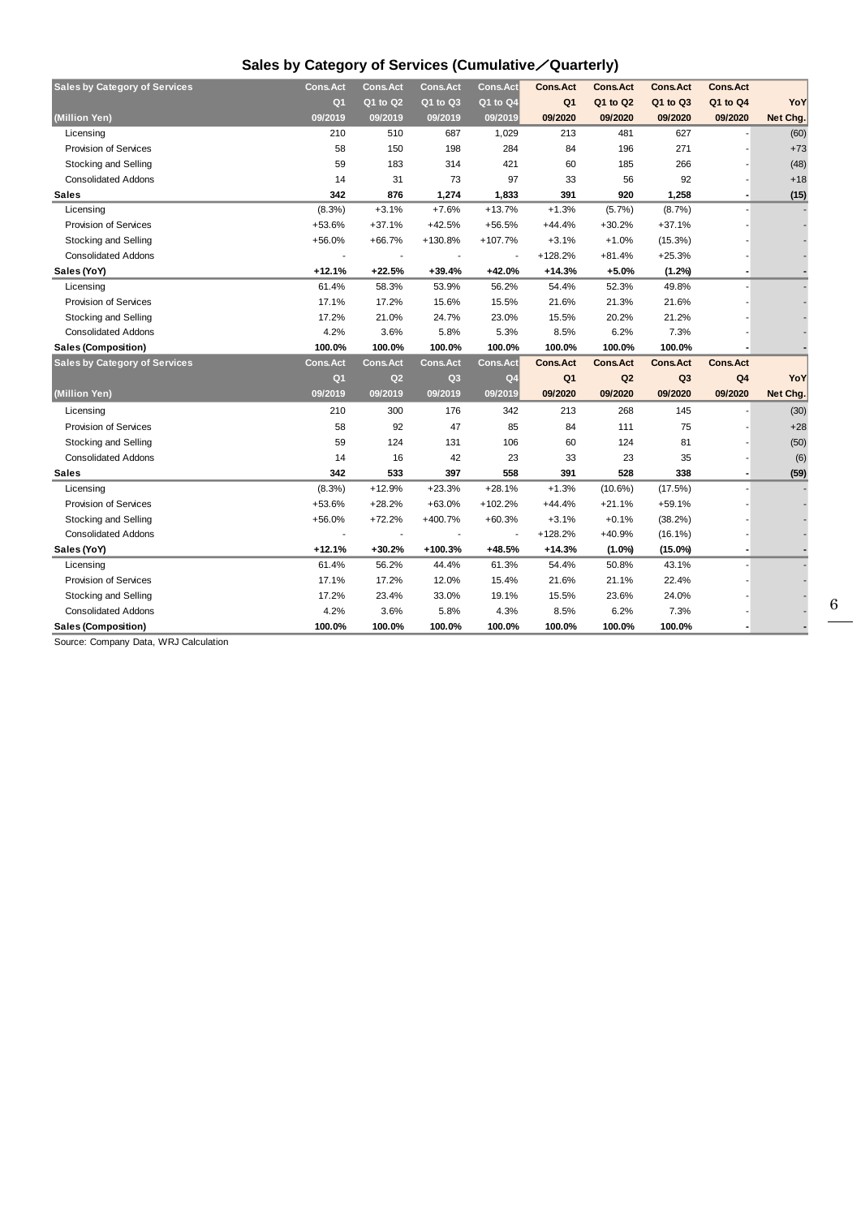## Sales by Category of Services (Cumulative／Quarterly)

| Sales by Category of Services | Cons.Act | Cons.Act | Cons.Act | Cons.Act | Cons.Act | Cons.Act | Cons.Act | Cons.Act | |
|---|---|---|---|---|---|---|---|---|---|
| | Q1 | Q1 to Q2 | Q1 to Q3 | Q1 to Q4 | Q1 | Q1 to Q2 | Q1 to Q3 | Q1 to Q4 | YoY |
| (Million Yen) | 09/2019 | 09/2019 | 09/2019 | 09/2019 | 09/2020 | 09/2020 | 09/2020 | 09/2020 | Net Chg. |
| Licensing | 210 | 510 | 687 | 1,029 | 213 | 481 | 627 | - | (60) |
| Provision of Services | 58 | 150 | 198 | 284 | 84 | 196 | 271 | - | +73 |
| Stocking and Selling | 59 | 183 | 314 | 421 | 60 | 185 | 266 | - | (48) |
| Consolidated Addons | 14 | 31 | 73 | 97 | 33 | 56 | 92 | - | +18 |
| **Sales** | **342** | **876** | **1,274** | **1,833** | **391** | **920** | **1,258** | **-** | **(15)** |
| Licensing | (8.3%) | +3.1% | +7.6% | +13.7% | +1.3% | (5.7%) | (8.7%) | - | - |
| Provision of Services | +53.6% | +37.1% | +42.5% | +56.5% | +44.4% | +30.2% | +37.1% | - | - |
| Stocking and Selling | +56.0% | +66.7% | +130.8% | +107.7% | +3.1% | +1.0% | (15.3%) | - | - |
| Consolidated Addons | - | - | - | - | +128.2% | +81.4% | +25.3% | - | - |
| **Sales (YoY)** | **+12.1%** | **+22.5%** | **+39.4%** | **+42.0%** | **+14.3%** | **+5.0%** | **(1.2%)** | **-** | **-** |
| Licensing | 61.4% | 58.3% | 53.9% | 56.2% | 54.4% | 52.3% | 49.8% | - | - |
| Provision of Services | 17.1% | 17.2% | 15.6% | 15.5% | 21.6% | 21.3% | 21.6% | - | - |
| Stocking and Selling | 17.2% | 21.0% | 24.7% | 23.0% | 15.5% | 20.2% | 21.2% | - | - |
| Consolidated Addons | 4.2% | 3.6% | 5.8% | 5.3% | 8.5% | 6.2% | 7.3% | - | - |
| **Sales (Composition)** | **100.0%** | **100.0%** | **100.0%** | **100.0%** | **100.0%** | **100.0%** | **100.0%** | **-** | **-** |

| Sales by Category of Services | Cons.Act | Cons.Act | Cons.Act | Cons.Act | Cons.Act | Cons.Act | Cons.Act | Cons.Act | |
|---|---|---|---|---|---|---|---|---|---|
| | Q1 | Q2 | Q3 | Q4 | Q1 | Q2 | Q3 | Q4 | YoY |
| (Million Yen) | 09/2019 | 09/2019 | 09/2019 | 09/2019 | 09/2020 | 09/2020 | 09/2020 | 09/2020 | Net Chg. |
| Licensing | 210 | 300 | 176 | 342 | 213 | 268 | 145 | - | (30) |
| Provision of Services | 58 | 92 | 47 | 85 | 84 | 111 | 75 | - | +28 |
| Stocking and Selling | 59 | 124 | 131 | 106 | 60 | 124 | 81 | - | (50) |
| Consolidated Addons | 14 | 16 | 42 | 23 | 33 | 23 | 35 | - | (6) |
| **Sales** | **342** | **533** | **397** | **558** | **391** | **528** | **338** | **-** | **(59)** |
| Licensing | (8.3%) | +12.9% | +23.3% | +28.1% | +1.3% | (10.6%) | (17.5%) | - | - |
| Provision of Services | +53.6% | +28.2% | +63.0% | +102.2% | +44.4% | +21.1% | +59.1% | - | - |
| Stocking and Selling | +56.0% | +72.2% | +400.7% | +60.3% | +3.1% | +0.1% | (38.2%) | - | - |
| Consolidated Addons | - | - | - | - | +128.2% | +40.9% | (16.1%) | - | - |
| **Sales (YoY)** | **+12.1%** | **+30.2%** | **+100.3%** | **+48.5%** | **+14.3%** | **(1.0%)** | **(15.0%)** | **-** | **-** |
| Licensing | 61.4% | 56.2% | 44.4% | 61.3% | 54.4% | 50.8% | 43.1% | - | - |
| Provision of Services | 17.1% | 17.2% | 12.0% | 15.4% | 21.6% | 21.1% | 22.4% | - | - |
| Stocking and Selling | 17.2% | 23.4% | 33.0% | 19.1% | 15.5% | 23.6% | 24.0% | - | - |
| Consolidated Addons | 4.2% | 3.6% | 5.8% | 4.3% | 8.5% | 6.2% | 7.3% | - | - |
| **Sales (Composition)** | **100.0%** | **100.0%** | **100.0%** | **100.0%** | **100.0%** | **100.0%** | **100.0%** | **-** | **-** |

Source: Company Data, WRJ Calculation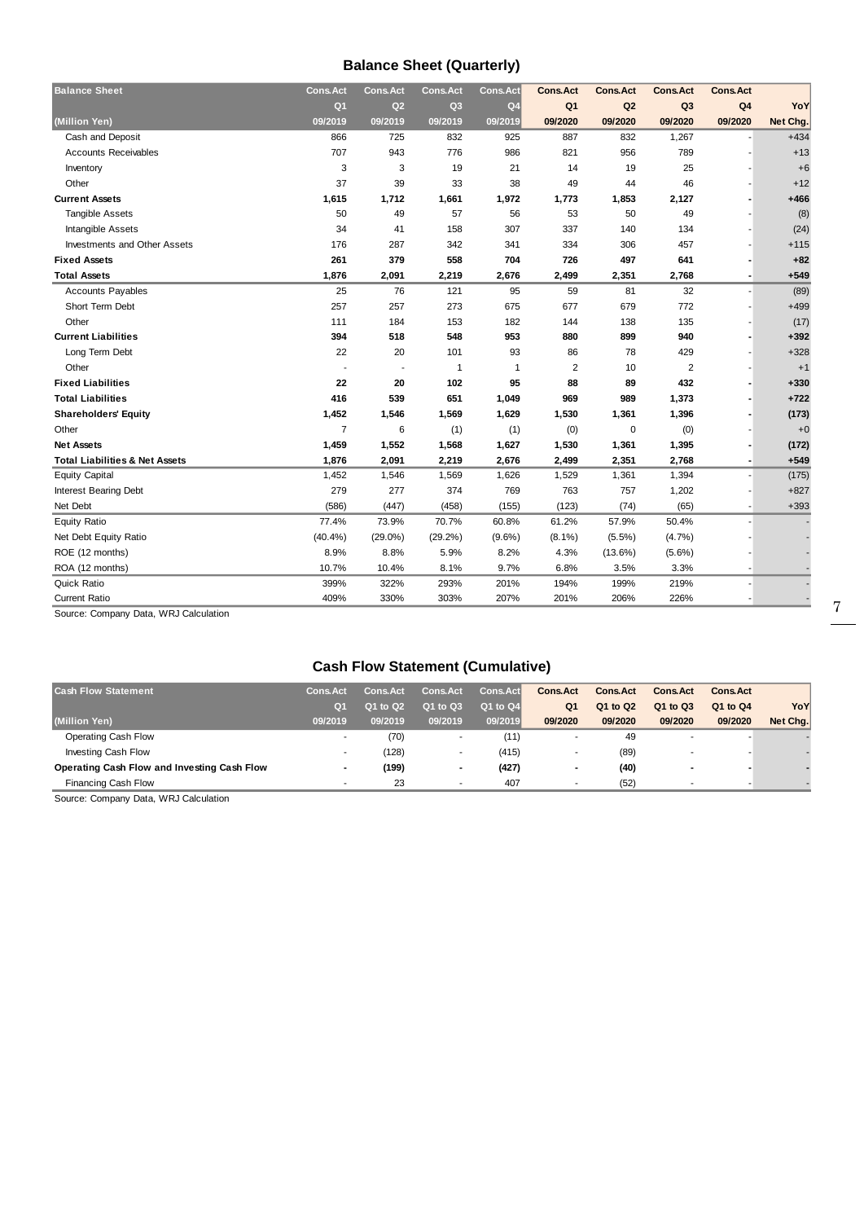## Balance Sheet (Quarterly)

| Balance Sheet | Cons.Act | Cons.Act | Cons.Act | Cons.Act | Cons.Act | Cons.Act | Cons.Act | Cons.Act | |
|---|---|---|---|---|---|---|---|---|---|
| | Q1 | Q2 | Q3 | Q4 | Q1 | Q2 | Q3 | Q4 | YoY |
| (Million Yen) | 09/2019 | 09/2019 | 09/2019 | 09/2019 | 09/2020 | 09/2020 | 09/2020 | 09/2020 | Net Chg. |
| Cash and Deposit | 866 | 725 | 832 | 925 | 887 | 832 | 1,267 | - | +434 |
| Accounts Receivables | 707 | 943 | 776 | 986 | 821 | 956 | 789 | - | +13 |
| Inventory | 3 | 3 | 19 | 21 | 14 | 19 | 25 | - | +6 |
| Other | 37 | 39 | 33 | 38 | 49 | 44 | 46 | - | +12 |
| **Current Assets** | **1,615** | **1,712** | **1,661** | **1,972** | **1,773** | **1,853** | **2,127** | **-** | **+466** |
| Tangible Assets | 50 | 49 | 57 | 56 | 53 | 50 | 49 | - | (8) |
| Intangible Assets | 34 | 41 | 158 | 307 | 337 | 140 | 134 | - | (24) |
| Investments and Other Assets | 176 | 287 | 342 | 341 | 334 | 306 | 457 | - | +115 |
| **Fixed Assets** | **261** | **379** | **558** | **704** | **726** | **497** | **641** | **-** | **+82** |
| **Total Assets** | **1,876** | **2,091** | **2,219** | **2,676** | **2,499** | **2,351** | **2,768** | **-** | **+549** |
| Accounts Payables | 25 | 76 | 121 | 95 | 59 | 81 | 32 | - | (89) |
| Short Term Debt | 257 | 257 | 273 | 675 | 677 | 679 | 772 | - | +499 |
| Other | 111 | 184 | 153 | 182 | 144 | 138 | 135 | - | (17) |
| **Current Liabilities** | **394** | **518** | **548** | **953** | **880** | **899** | **940** | **-** | **+392** |
| Long Term Debt | 22 | 20 | 101 | 93 | 86 | 78 | 429 | - | +328 |
| Other | - | - | 1 | 1 | 2 | 10 | 2 | - | +1 |
| **Fixed Liabilities** | **22** | **20** | **102** | **95** | **88** | **89** | **432** | **-** | **+330** |
| **Total Liabilities** | **416** | **539** | **651** | **1,049** | **969** | **989** | **1,373** | **-** | **+722** |
| **Shareholders' Equity** | **1,452** | **1,546** | **1,569** | **1,629** | **1,530** | **1,361** | **1,396** | **-** | **(173)** |
| Other | 7 | 6 | (1) | (1) | (0) | 0 | (0) | - | +0 |
| **Net Assets** | **1,459** | **1,552** | **1,568** | **1,627** | **1,530** | **1,361** | **1,395** | **-** | **(172)** |
| **Total Liabilities & Net Assets** | **1,876** | **2,091** | **2,219** | **2,676** | **2,499** | **2,351** | **2,768** | **-** | **+549** |
| Equity Capital | 1,452 | 1,546 | 1,569 | 1,626 | 1,529 | 1,361 | 1,394 | - | (175) |
| Interest Bearing Debt | 279 | 277 | 374 | 769 | 763 | 757 | 1,202 | - | +827 |
| Net Debt | (586) | (447) | (458) | (155) | (123) | (74) | (65) | - | +393 |
| Equity Ratio | 77.4% | 73.9% | 70.7% | 60.8% | 61.2% | 57.9% | 50.4% | - | - |
| Net Debt Equity Ratio | (40.4%) | (29.0%) | (29.2%) | (9.6%) | (8.1%) | (5.5%) | (4.7%) | - | - |
| ROE (12 months) | 8.9% | 8.8% | 5.9% | 8.2% | 4.3% | (13.6%) | (5.6%) | - | - |
| ROA (12 months) | 10.7% | 10.4% | 8.1% | 9.7% | 6.8% | 3.5% | 3.3% | - | - |
| Quick Ratio | 399% | 322% | 293% | 201% | 194% | 199% | 219% | - | - |
| Current Ratio | 409% | 330% | 303% | 207% | 201% | 206% | 226% | - | - |

Source: Company Data, WRJ Calculation

## Cash Flow Statement (Cumulative)

| Cash Flow Statement | Cons.Act | Cons.Act | Cons.Act | Cons.Act | Cons.Act | Cons.Act | Cons.Act | Cons.Act | |
|---|---|---|---|---|---|---|---|---|---|
| | Q1 | Q1 to Q2 | Q1 to Q3 | Q1 to Q4 | Q1 | Q1 to Q2 | Q1 to Q3 | Q1 to Q4 | YoY |
| (Million Yen) | 09/2019 | 09/2019 | 09/2019 | 09/2019 | 09/2020 | 09/2020 | 09/2020 | 09/2020 | Net Chg. |
| Operating Cash Flow | - | (70) | - | (11) | - | 49 | - | - | - |
| Investing Cash Flow | - | (128) | - | (415) | - | (89) | - | - | - |
| **Operating Cash Flow and Investing Cash Flow** | **-** | **(199)** | **-** | **(427)** | **-** | **(40)** | **-** | **-** | **-** |
| Financing Cash Flow | - | 23 | - | 407 | - | (52) | - | - | - |

Source: Company Data, WRJ Calculation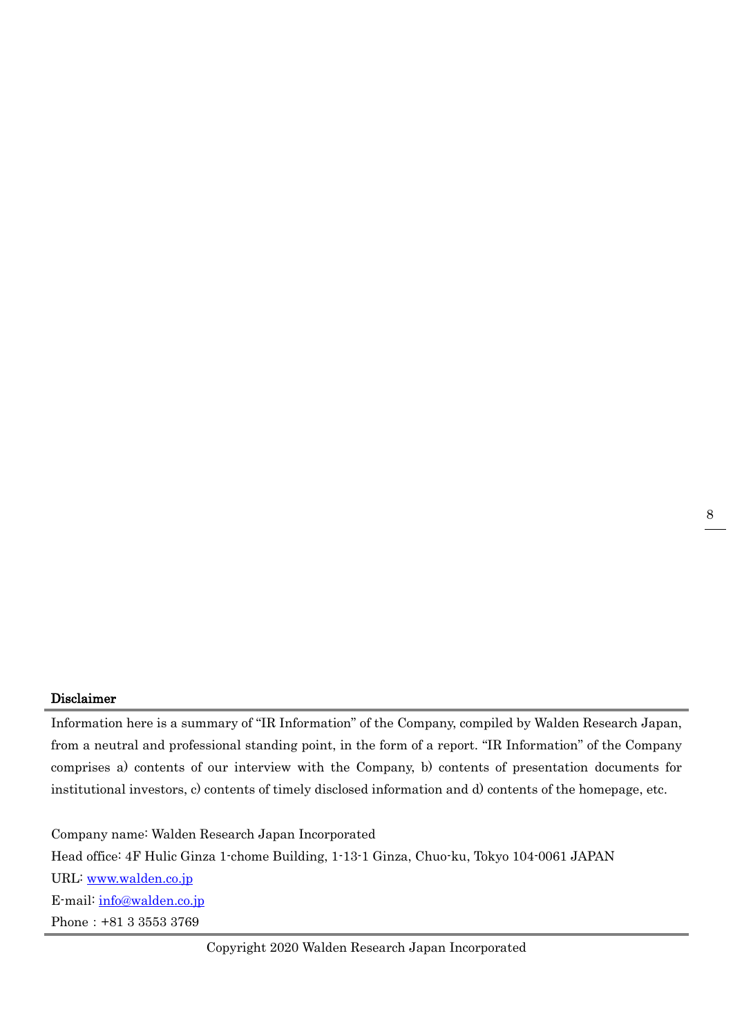**Disclaimer**

Information here is a summary of "IR Information" of the Company, compiled by Walden Research Japan, from a neutral and professional standing point, in the form of a report. "IR Information" of the Company comprises a) contents of our interview with the Company, b) contents of presentation documents for institutional investors, c) contents of timely disclosed information and d) contents of the homepage, etc.

Company name: Walden Research Japan Incorporated
Head office: 4F Hulic Ginza 1-chome Building, 1-13-1 Ginza, Chuo-ku, Tokyo 104-0061 JAPAN
URL: [www.walden.co.jp](http://www.walden.co.jp)
E-mail: [info@walden.co.jp](mailto:info@walden.co.jp)
Phone : +81 3 3553 3769

Copyright 2020 Walden Research Japan Incorporated